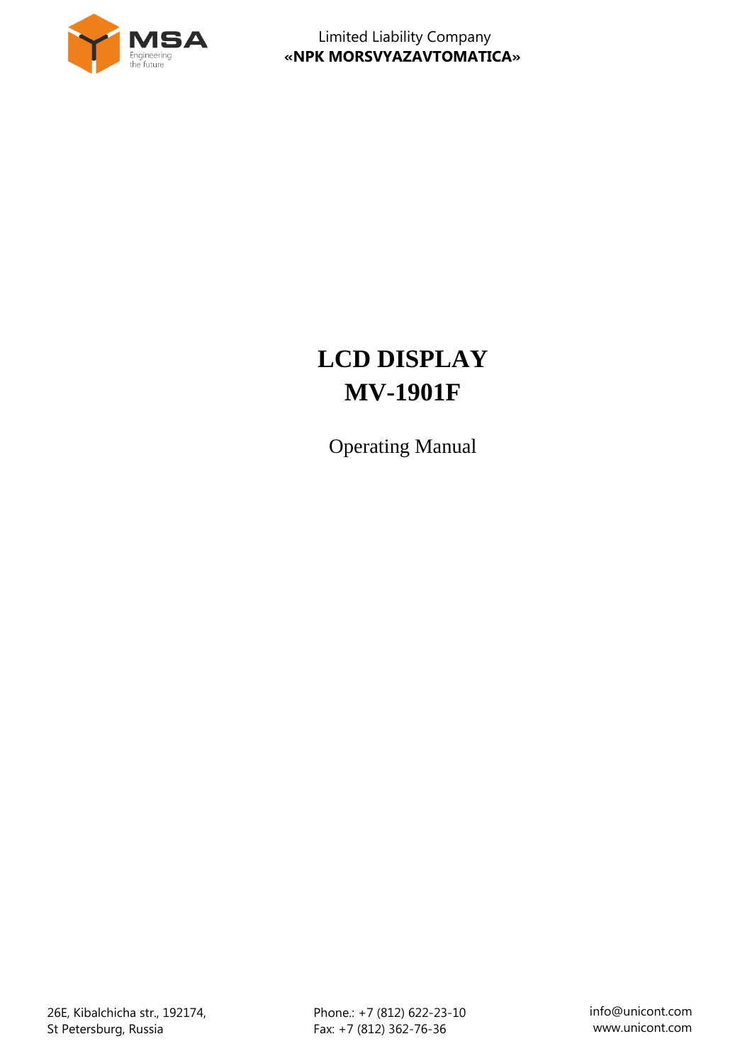MSA
Engineering the future

Limited Liability Company
**«NPK MORSVYAZAVTOMATICA»**

# LCD DISPLAY
# MV-1901F

Operating Manual

26E, Kibalchicha str., 192174,
St Petersburg, Russia

Phone.: +7 (812) 622-23-10
Fax: +7 (812) 362-76-36

info@unicont.com
www.unicont.com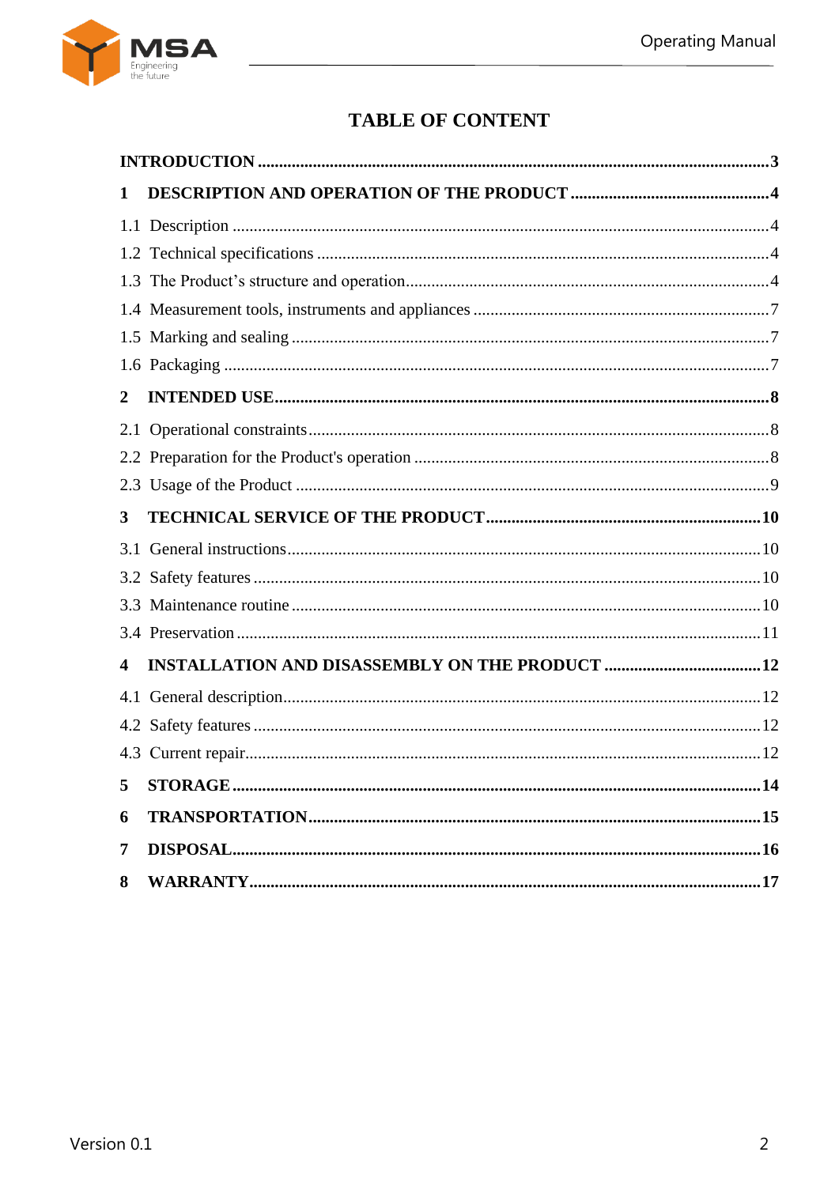# TABLE OF CONTENT

**INTRODUCTION** ........................................................................ **3**

**1 DESCRIPTION AND OPERATION OF THE PRODUCT** ........................................ **4**

1.1 Description ........................................................................ 4

1.2 Technical specifications ........................................................................ 4

1.3 The Product’s structure and operation ........................................................................ 4

1.4 Measurement tools, instruments and appliances ........................................................................ 7

1.5 Marking and sealing ........................................................................ 7

1.6 Packaging ........................................................................ 7

**2 INTENDED USE** ........................................................................ **8**

2.1 Operational constraints ........................................................................ 8

2.2 Preparation for the Product's operation ........................................................................ 8

2.3 Usage of the Product ........................................................................ 9

**3 TECHNICAL SERVICE OF THE PRODUCT** ........................................................................ **10**

3.1 General instructions ........................................................................ 10

3.2 Safety features ........................................................................ 10

3.3 Maintenance routine ........................................................................ 10

3.4 Preservation ........................................................................ 11

**4 INSTALLATION AND DISASSEMBLY ON THE PRODUCT** ........................................ **12**

4.1 General description ........................................................................ 12

4.2 Safety features ........................................................................ 12

4.3 Current repair ........................................................................ 12

**5 STORAGE** ........................................................................ **14**

**6 TRANSPORTATION** ........................................................................ **15**

**7 DISPOSAL** ........................................................................ **16**

**8 WARRANTY** ........................................................................ **17**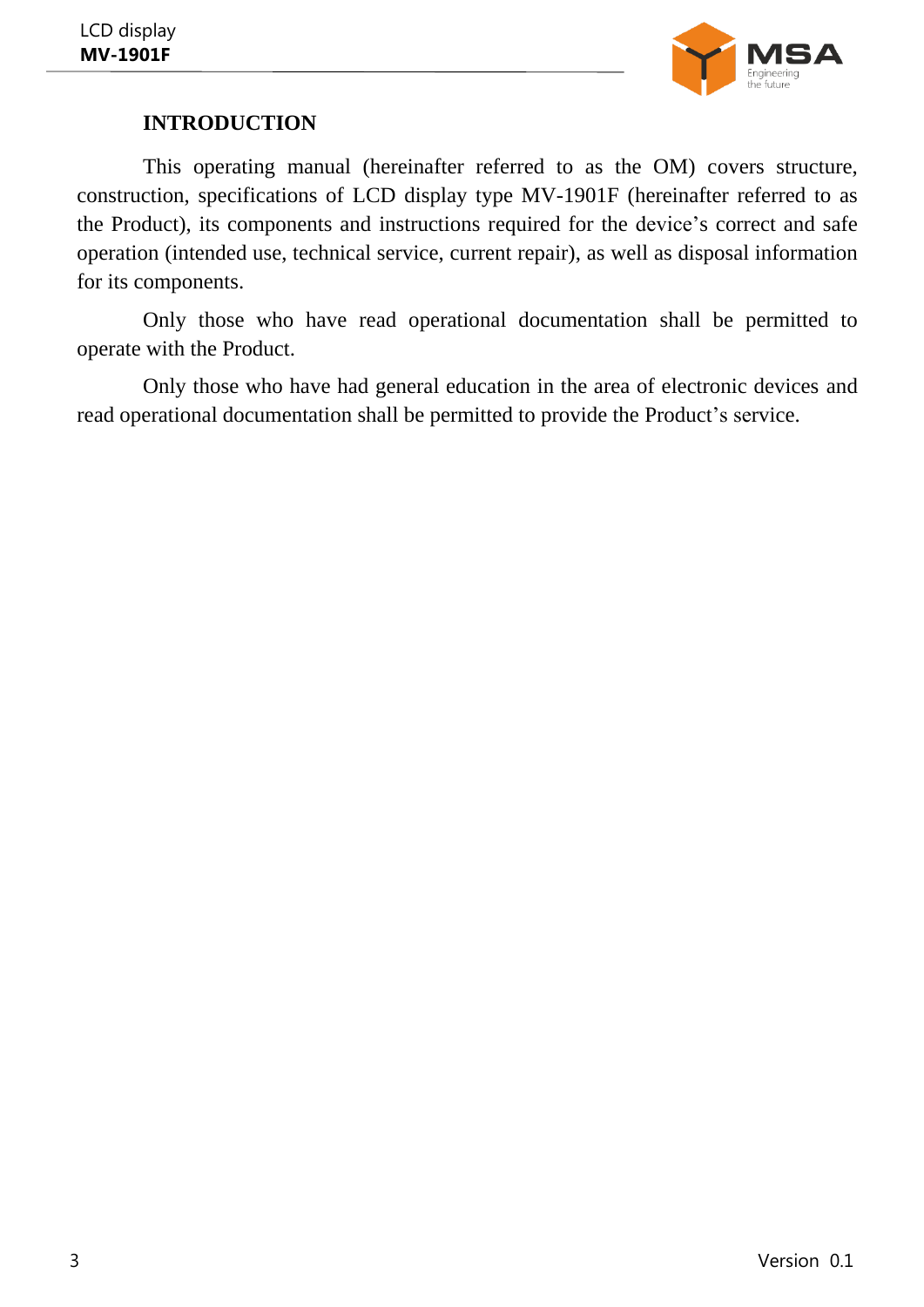# INTRODUCTION

This operating manual (hereinafter referred to as the OM) covers structure, construction, specifications of LCD display type MV-1901F (hereinafter referred to as the Product), its components and instructions required for the device's correct and safe operation (intended use, technical service, current repair), as well as disposal information for its components.

Only those who have read operational documentation shall be permitted to operate with the Product.

Only those who have had general education in the area of electronic devices and read operational documentation shall be permitted to provide the Product's service.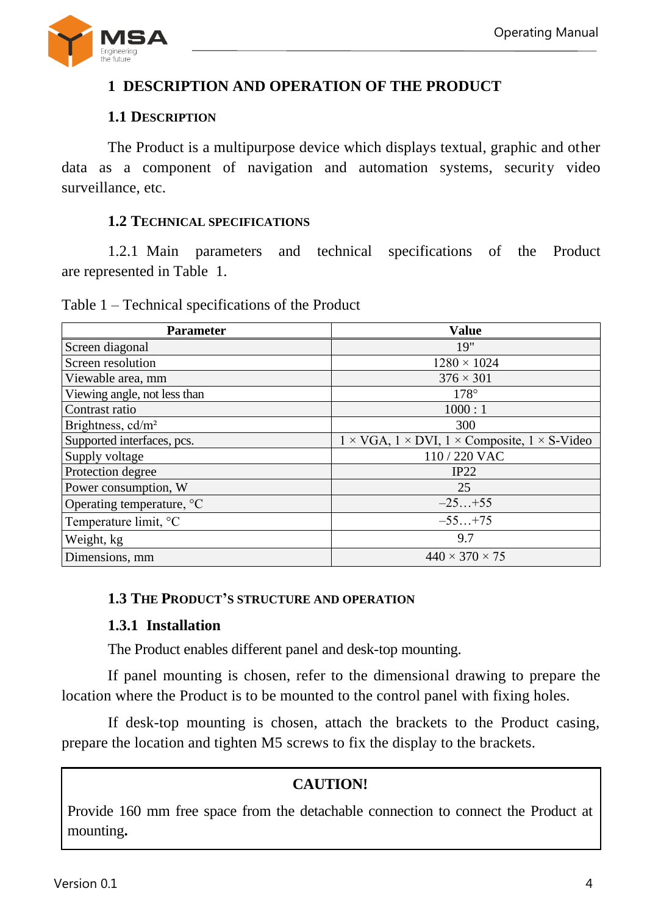# 1 DESCRIPTION AND OPERATION OF THE PRODUCT

## 1.1 Description

The Product is a multipurpose device which displays textual, graphic and other data as a component of navigation and automation systems, security video surveillance, etc.

## 1.2 Technical specifications

1.2.1 Main parameters and technical specifications of the Product are represented in Table 1.

Table 1 – Technical specifications of the Product

| Parameter | Value |
|---|---|
| Screen diagonal | 19" |
| Screen resolution | 1280 × 1024 |
| Viewable area, mm | 376 × 301 |
| Viewing angle, not less than | 178° |
| Contrast ratio | 1000 : 1 |
| Brightness, cd/m² | 300 |
| Supported interfaces, pcs. | 1 × VGA, 1 × DVI, 1 × Composite, 1 × S-Video |
| Supply voltage | 110 / 220 VAC |
| Protection degree | IP22 |
| Power consumption, W | 25 |
| Operating temperature, °C | –25…+55 |
| Temperature limit, °C | –55…+75 |
| Weight, kg | 9.7 |
| Dimensions, mm | 440 × 370 × 75 |

## 1.3 The Product's structure and operation

### 1.3.1 Installation

The Product enables different panel and desk-top mounting.

If panel mounting is chosen, refer to the dimensional drawing to prepare the location where the Product is to be mounted to the control panel with fixing holes.

If desk-top mounting is chosen, attach the brackets to the Product casing, prepare the location and tighten M5 screws to fix the display to the brackets.

**CAUTION!**

Provide 160 mm free space from the detachable connection to connect the Product at mounting**.**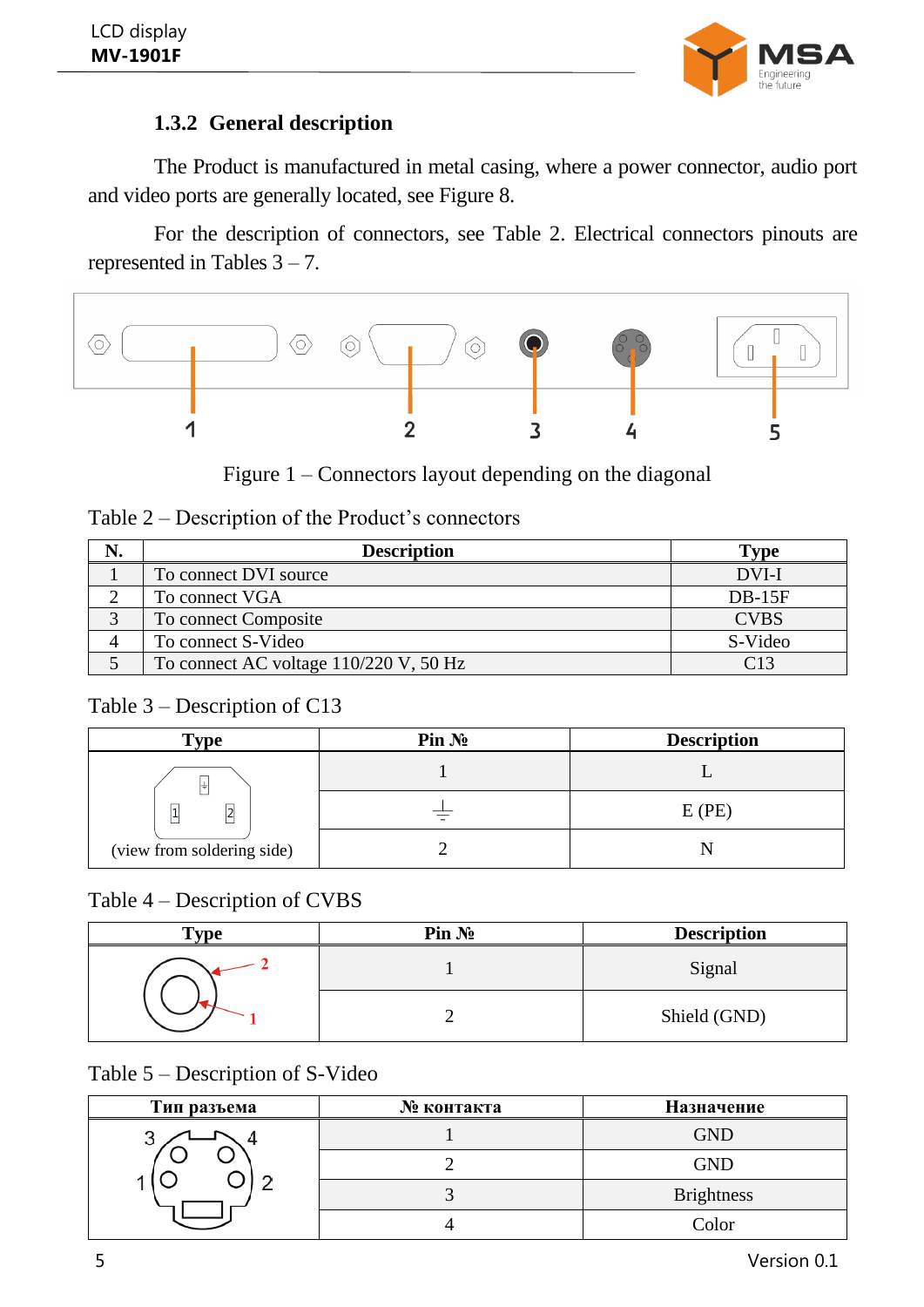### 1.3.2 General description

The Product is manufactured in metal casing, where a power connector, audio port and video ports are generally located, see Figure 8.

For the description of connectors, see Table 2. Electrical connectors pinouts are represented in Tables 3 – 7.

Figure 1 – Connectors layout depending on the diagonal

Table 2 – Description of the Product's connectors

| N. | Description | Type |
|---|---|---|
| 1 | To connect DVI source | DVI-I |
| 2 | To connect VGA | DB-15F |
| 3 | To connect Composite | CVBS |
| 4 | To connect S-Video | S-Video |
| 5 | To connect AC voltage 110/220 V, 50 Hz | C13 |

Table 3 – Description of C13

| Type | Pin № | Description |
|---|---|---|
| (view from soldering side) | 1 | L |
| | ⏚ | E (PE) |
| | 2 | N |

Table 4 – Description of CVBS

| Type | Pin № | Description |
|---|---|---|
| | 1 | Signal |
| | 2 | Shield (GND) |

Table 5 – Description of S-Video

| Тип разъема | № контакта | Назначение |
|---|---|---|
| | 1 | GND |
| | 2 | GND |
| | 3 | Brightness |
| | 4 | Color |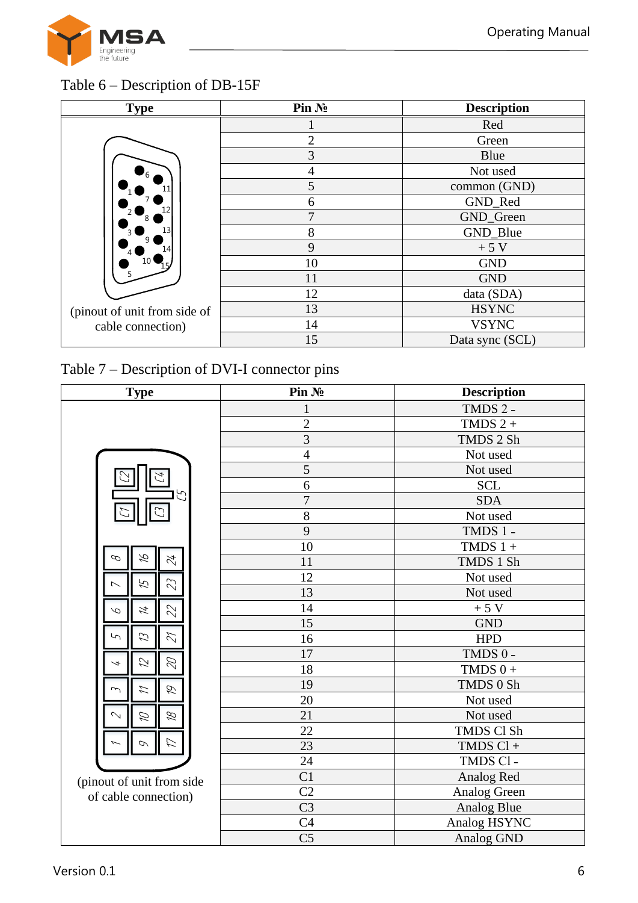Table 6 – Description of DB-15F

| Type | Pin № | Description |
|---|---|---|
| (pinout of unit from side of cable connection) | 1 | Red |
| | 2 | Green |
| | 3 | Blue |
| | 4 | Not used |
| | 5 | common (GND) |
| | 6 | GND_Red |
| | 7 | GND_Green |
| | 8 | GND_Blue |
| | 9 | + 5 V |
| | 10 | GND |
| | 11 | GND |
| | 12 | data (SDA) |
| | 13 | HSYNC |
| | 14 | VSYNC |
| | 15 | Data sync (SCL) |

Table 7 – Description of DVI-I connector pins

| Type | Pin № | Description |
|---|---|---|
| (pinout of unit from side of cable connection) | 1 | TMDS 2 - |
| | 2 | TMDS 2 + |
| | 3 | TMDS 2 Sh |
| | 4 | Not used |
| | 5 | Not used |
| | 6 | SCL |
| | 7 | SDA |
| | 8 | Not used |
| | 9 | TMDS 1 - |
| | 10 | TMDS 1 + |
| | 11 | TMDS 1 Sh |
| | 12 | Not used |
| | 13 | Not used |
| | 14 | + 5 V |
| | 15 | GND |
| | 16 | HPD |
| | 17 | TMDS 0 - |
| | 18 | TMDS 0 + |
| | 19 | TMDS 0 Sh |
| | 20 | Not used |
| | 21 | Not used |
| | 22 | TMDS Cl Sh |
| | 23 | TMDS Cl + |
| | 24 | TMDS Cl - |
| | C1 | Analog Red |
| | C2 | Analog Green |
| | C3 | Analog Blue |
| | C4 | Analog HSYNC |
| | C5 | Analog GND |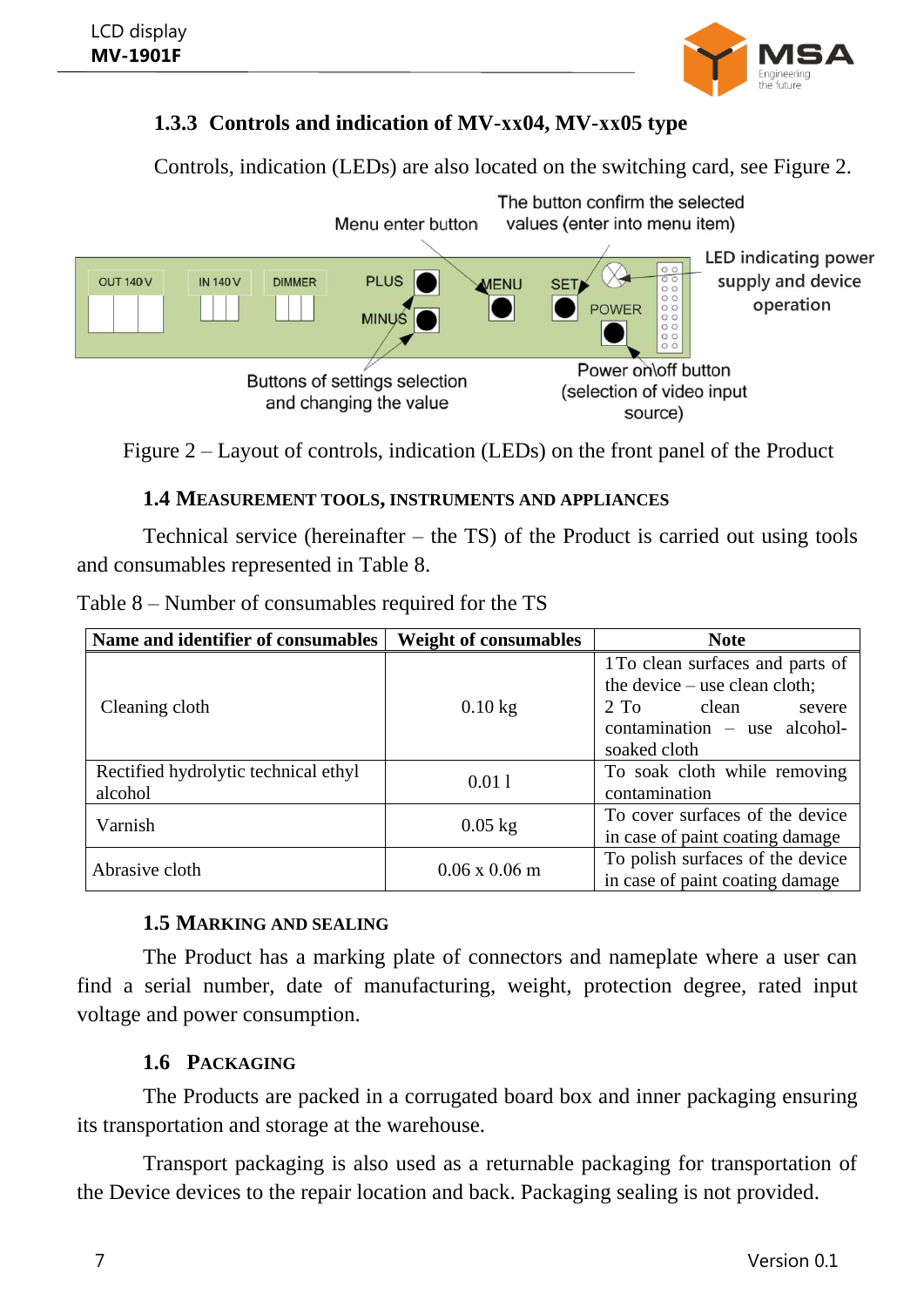### 1.3.3 Controls and indication of MV-xx04, MV-xx05 type

Controls, indication (LEDs) are also located on the switching card, see Figure 2.

Menu enter button

The button confirm the selected values (enter into menu item)

LED indicating power supply and device operation

OUT 140 V | IN 140 V | DIMMER | PLUS | MINUS | MENU | SET | POWER

Buttons of settings selection and changing the value

Power on\off button (selection of video input source)

Figure 2 – Layout of controls, indication (LEDs) on the front panel of the Product

## 1.4 Measurement tools, instruments and appliances

Technical service (hereinafter – the TS) of the Product is carried out using tools and consumables represented in Table 8.

Table 8 – Number of consumables required for the TS

| Name and identifier of consumables | Weight of consumables | Note |
|---|---|---|
| Cleaning cloth | 0.10 kg | 1 To clean surfaces and parts of the device – use clean cloth; 2 To clean severe contamination – use alcohol-soaked cloth |
| Rectified hydrolytic technical ethyl alcohol | 0.01 l | To soak cloth while removing contamination |
| Varnish | 0.05 kg | To cover surfaces of the device in case of paint coating damage |
| Abrasive cloth | 0.06 x 0.06 m | To polish surfaces of the device in case of paint coating damage |

## 1.5 Marking and sealing

The Product has a marking plate of connectors and nameplate where a user can find a serial number, date of manufacturing, weight, protection degree, rated input voltage and power consumption.

## 1.6 Packaging

The Products are packed in a corrugated board box and inner packaging ensuring its transportation and storage at the warehouse.

Transport packaging is also used as a returnable packaging for transportation of the Device devices to the repair location and back. Packaging sealing is not provided.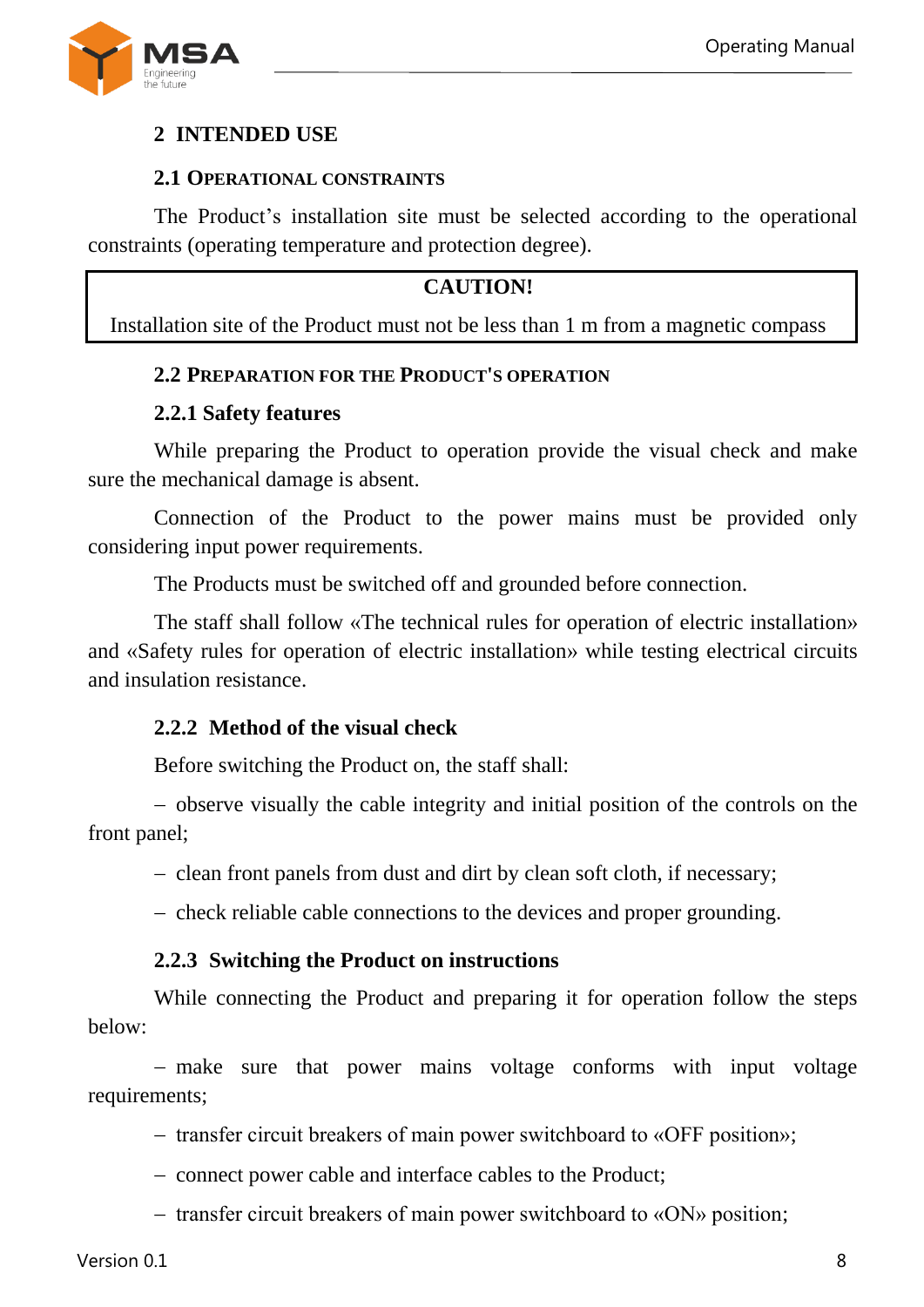# 2 INTENDED USE

## 2.1 Operational constraints

The Product’s installation site must be selected according to the operational constraints (operating temperature and protection degree).

| **CAUTION!** |
|---|
| Installation site of the Product must not be less than 1 m from a magnetic compass |

## 2.2 Preparation for the Product's operation

### 2.2.1 Safety features

While preparing the Product to operation provide the visual check and make sure the mechanical damage is absent.

Connection of the Product to the power mains must be provided only considering input power requirements.

The Products must be switched off and grounded before connection.

The staff shall follow «The technical rules for operation of electric installation» and «Safety rules for operation of electric installation» while testing electrical circuits and insulation resistance.

### 2.2.2 Method of the visual check

Before switching the Product on, the staff shall:

– observe visually the cable integrity and initial position of the controls on the front panel;

– clean front panels from dust and dirt by clean soft cloth, if necessary;

– check reliable cable connections to the devices and proper grounding.

### 2.2.3 Switching the Product on instructions

While connecting the Product and preparing it for operation follow the steps below:

– make sure that power mains voltage conforms with input voltage requirements;

– transfer circuit breakers of main power switchboard to «OFF position»;

– connect power cable and interface cables to the Product;

– transfer circuit breakers of main power switchboard to «ON» position;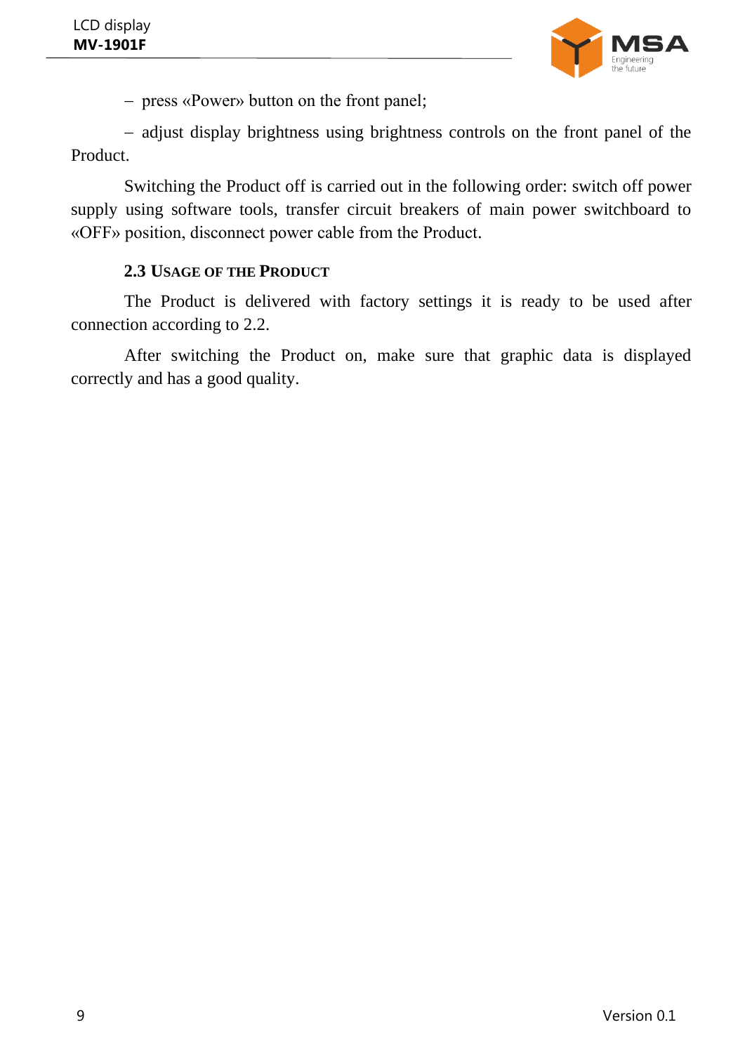– press «Power» button on the front panel;

– adjust display brightness using brightness controls on the front panel of the Product.

Switching the Product off is carried out in the following order: switch off power supply using software tools, transfer circuit breakers of main power switchboard to «OFF» position, disconnect power cable from the Product.

### 2.3 Usage of the Product

The Product is delivered with factory settings it is ready to be used after connection according to 2.2.

After switching the Product on, make sure that graphic data is displayed correctly and has a good quality.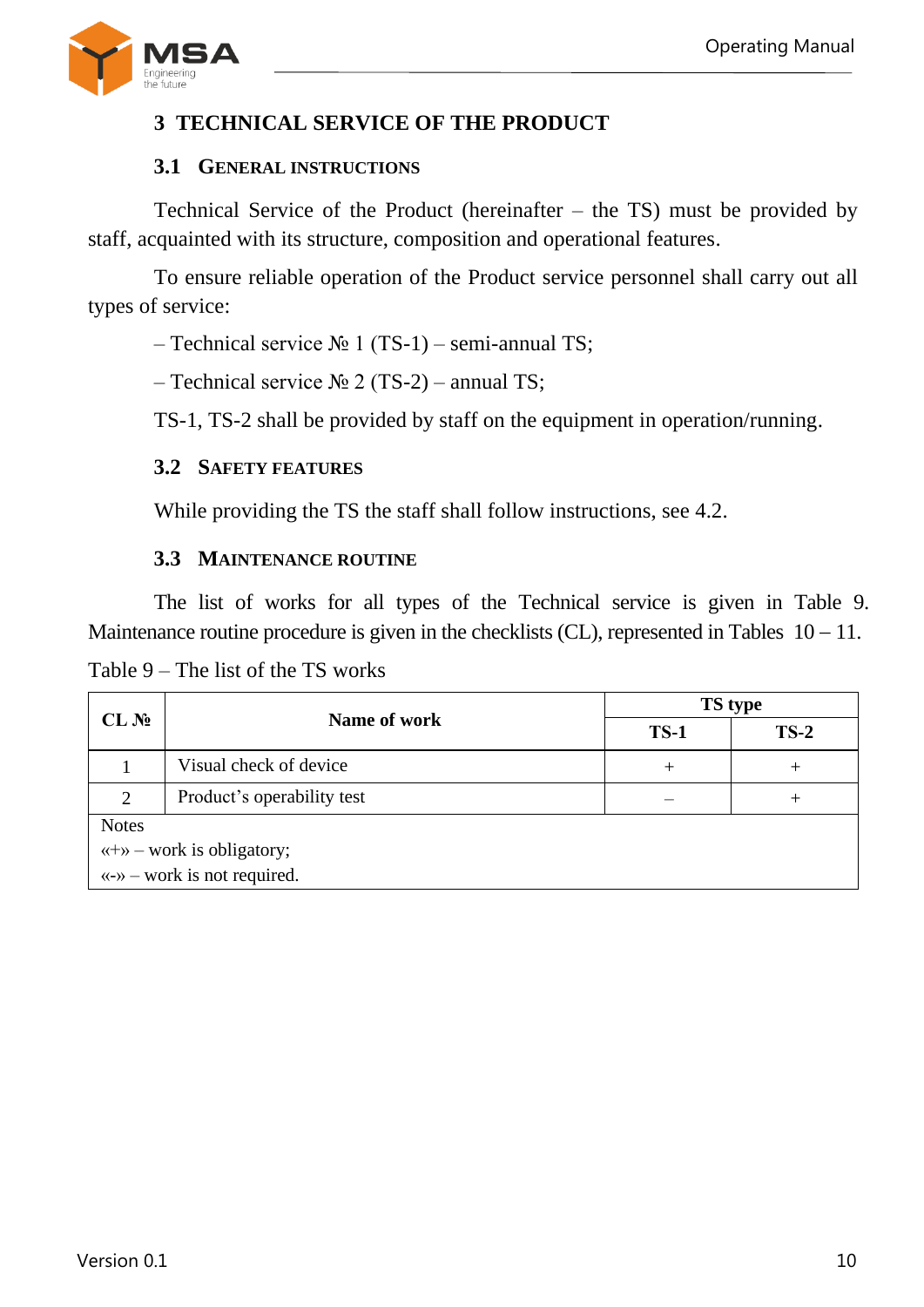# 3 TECHNICAL SERVICE OF THE PRODUCT

## 3.1 General instructions

Technical Service of the Product (hereinafter – the TS) must be provided by staff, acquainted with its structure, composition and operational features.

To ensure reliable operation of the Product service personnel shall carry out all types of service:

– Technical service № 1 (TS-1) – semi-annual TS;

– Technical service № 2 (TS-2) – annual TS;

TS-1, TS-2 shall be provided by staff on the equipment in operation/running.

## 3.2 Safety features

While providing the TS the staff shall follow instructions, see 4.2.

## 3.3 Maintenance routine

The list of works for all types of the Technical service is given in Table 9. Maintenance routine procedure is given in the checklists (CL), represented in Tables 10 – 11.

Table 9 – The list of the TS works

| **CL №** | **Name of work** | **TS type** | |
|---|---|---|---|
| | | **TS-1** | **TS-2** |
| 1 | Visual check of device | + | + |
| 2 | Product's operability test | – | + |

Notes
«+» – work is obligatory;
«-» – work is not required.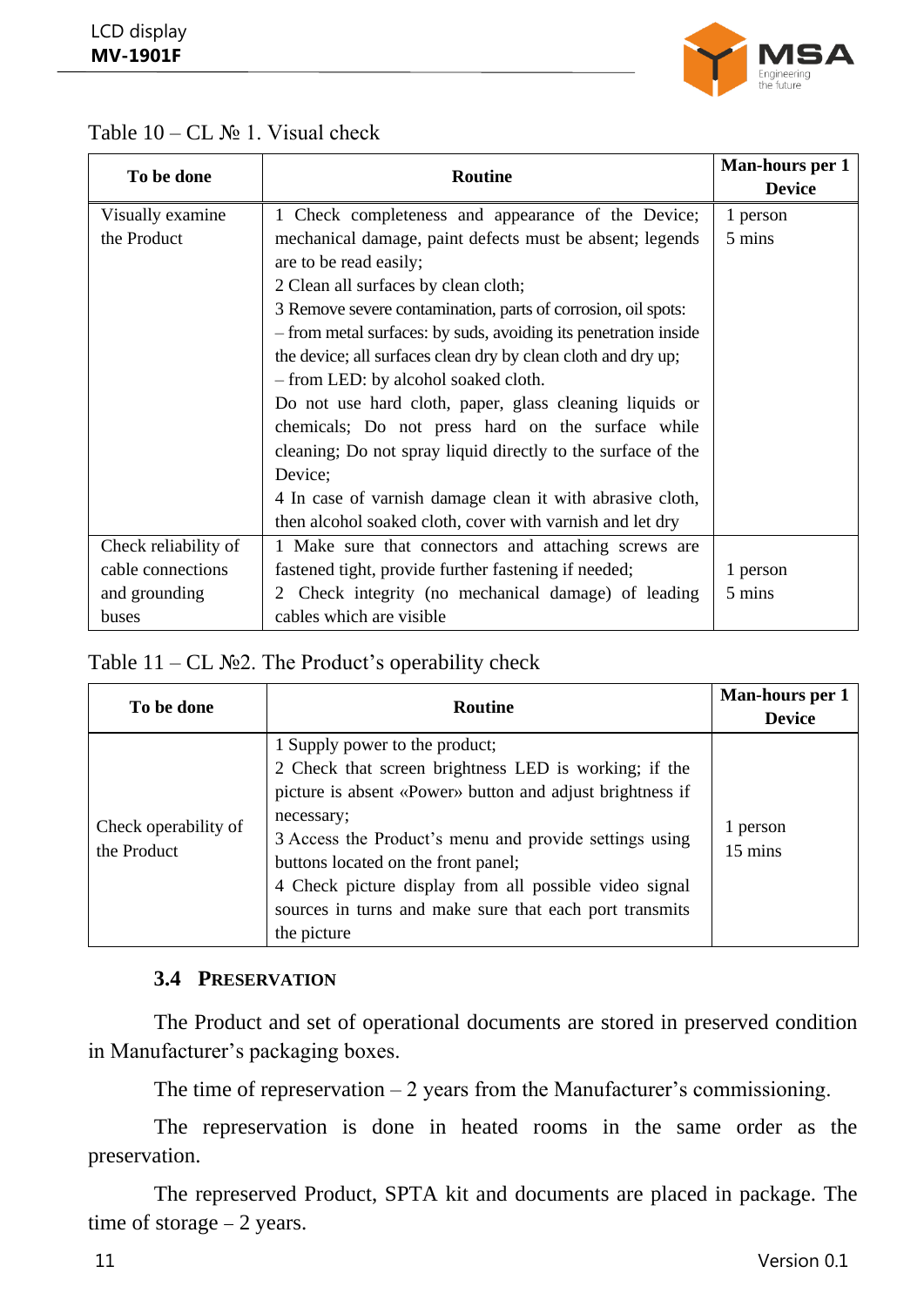Table 10 – CL № 1. Visual check

| To be done | Routine | Man-hours per 1 Device |
|---|---|---|
| Visually examine the Product | 1 Check completeness and appearance of the Device; mechanical damage, paint defects must be absent; legends are to be read easily;<br>2 Clean all surfaces by clean cloth;<br>3 Remove severe contamination, parts of corrosion, oil spots:<br>– from metal surfaces: by suds, avoiding its penetration inside the device; all surfaces clean dry by clean cloth and dry up;<br>– from LED: by alcohol soaked cloth.<br>Do not use hard cloth, paper, glass cleaning liquids or chemicals; Do not press hard on the surface while cleaning; Do not spray liquid directly to the surface of the Device;<br>4 In case of varnish damage clean it with abrasive cloth, then alcohol soaked cloth, cover with varnish and let dry | 1 person<br>5 mins |
| Check reliability of cable connections and grounding buses | 1 Make sure that connectors and attaching screws are fastened tight, provide further fastening if needed;<br>2 Check integrity (no mechanical damage) of leading cables which are visible | 1 person<br>5 mins |

Table 11 – CL №2. The Product's operability check

| To be done | Routine | Man-hours per 1 Device |
|---|---|---|
| Check operability of the Product | 1 Supply power to the product;<br>2 Check that screen brightness LED is working; if the picture is absent «Power» button and adjust brightness if necessary;<br>3 Access the Product's menu and provide settings using buttons located on the front panel;<br>4 Check picture display from all possible video signal sources in turns and make sure that each port transmits the picture | 1 person<br>15 mins |

### 3.4 Preservation

The Product and set of operational documents are stored in preserved condition in Manufacturer's packaging boxes.

The time of represervation – 2 years from the Manufacturer's commissioning.

The represervation is done in heated rooms in the same order as the preservation.

The represerved Product, SPTA kit and documents are placed in package. The time of storage – 2 years.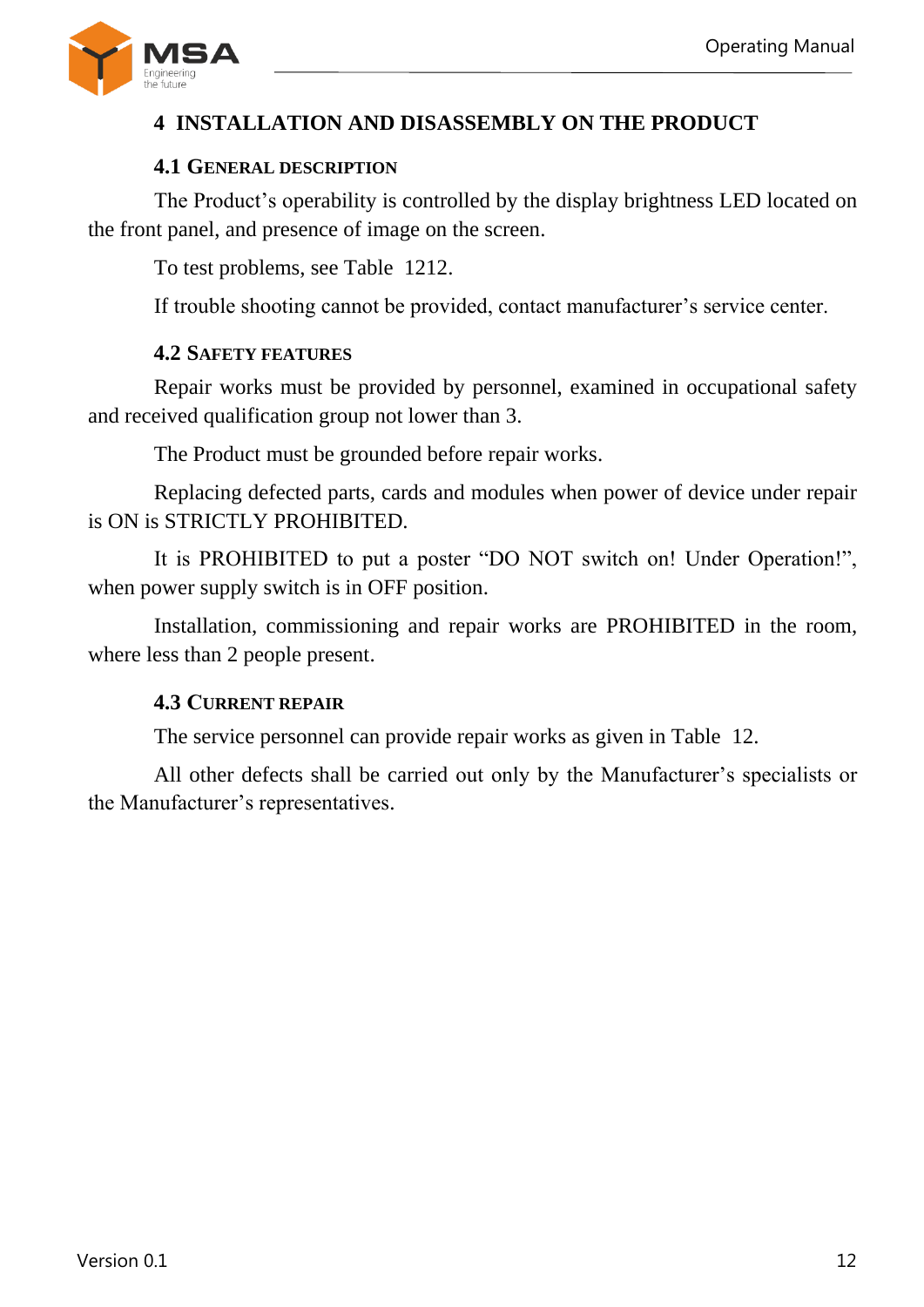# 4 INSTALLATION AND DISASSEMBLY ON THE PRODUCT

## 4.1 General description

The Product's operability is controlled by the display brightness LED located on the front panel, and presence of image on the screen.

To test problems, see Table 1212.

If trouble shooting cannot be provided, contact manufacturer's service center.

## 4.2 Safety features

Repair works must be provided by personnel, examined in occupational safety and received qualification group not lower than 3.

The Product must be grounded before repair works.

Replacing defected parts, cards and modules when power of device under repair is ON is STRICTLY PROHIBITED.

It is PROHIBITED to put a poster "DO NOT switch on! Under Operation!", when power supply switch is in OFF position.

Installation, commissioning and repair works are PROHIBITED in the room, where less than 2 people present.

## 4.3 Current repair

The service personnel can provide repair works as given in Table 12.

All other defects shall be carried out only by the Manufacturer's specialists or the Manufacturer's representatives.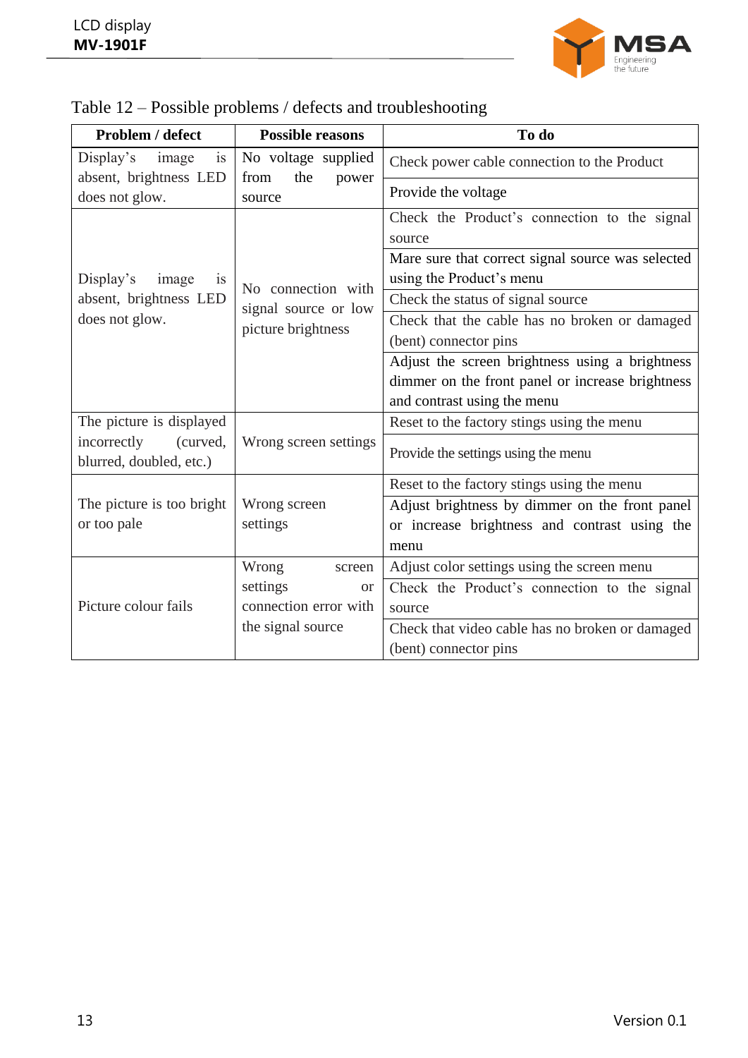Table 12 – Possible problems / defects and troubleshooting

| Problem / defect | Possible reasons | To do |
|---|---|---|
| Display's image is absent, brightness LED does not glow. | No voltage supplied from the power source | Check power cable connection to the Product |
| | | Provide the voltage |
| Display's image is absent, brightness LED does not glow. | No connection with signal source or low picture brightness | Check the Product's connection to the signal source |
| | | Mare sure that correct signal source was selected using the Product's menu |
| | | Check the status of signal source |
| | | Check that the cable has no broken or damaged (bent) connector pins |
| | | Adjust the screen brightness using a brightness dimmer on the front panel or increase brightness and contrast using the menu |
| The picture is displayed incorrectly (curved, blurred, doubled, etc.) | Wrong screen settings | Reset to the factory stings using the menu |
| | | Provide the settings using the menu |
| The picture is too bright or too pale | Wrong screen settings | Reset to the factory stings using the menu |
| | | Adjust brightness by dimmer on the front panel or increase brightness and contrast using the menu |
| Picture colour fails | Wrong screen settings or connection error with the signal source | Adjust color settings using the screen menu |
| | | Check the Product's connection to the signal source |
| | | Check that video cable has no broken or damaged (bent) connector pins |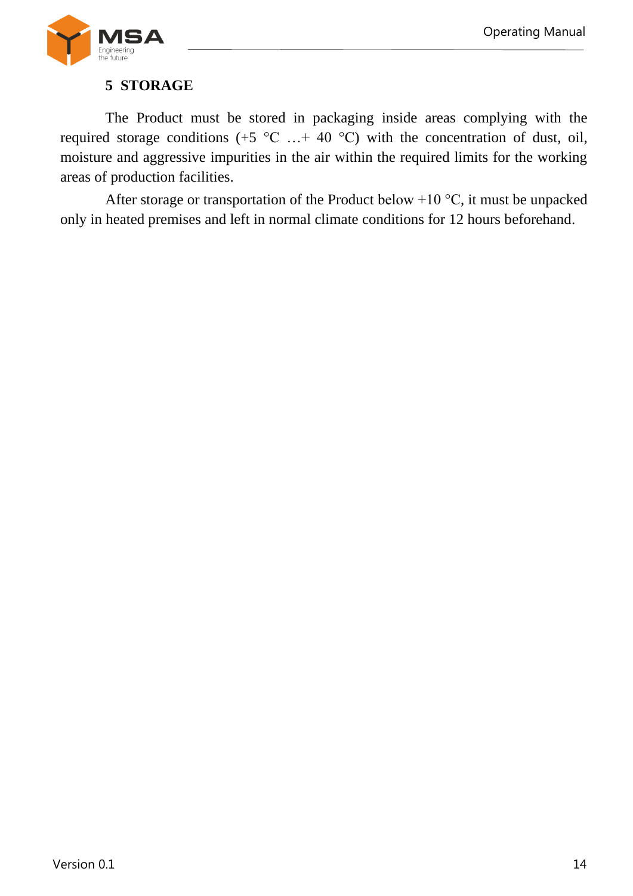# 5 STORAGE

The Product must be stored in packaging inside areas complying with the required storage conditions (+5 °C …+ 40 °C) with the concentration of dust, oil, moisture and aggressive impurities in the air within the required limits for the working areas of production facilities.

After storage or transportation of the Product below +10 °C, it must be unpacked only in heated premises and left in normal climate conditions for 12 hours beforehand.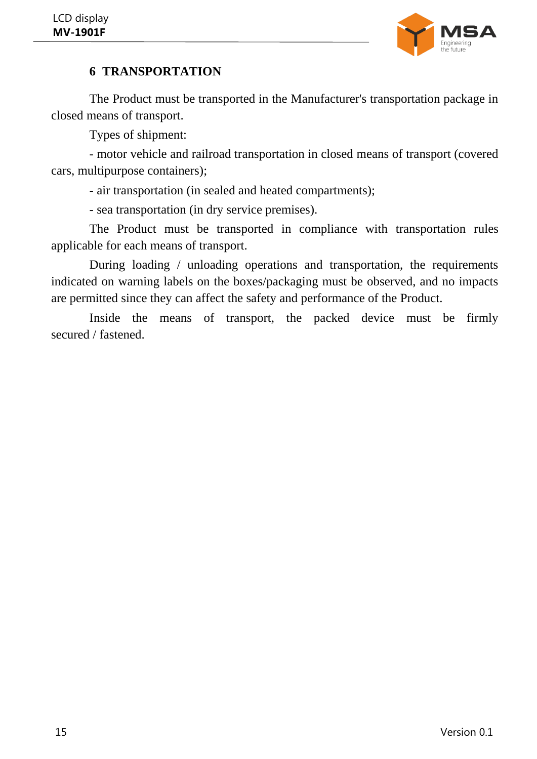## 6 TRANSPORTATION

The Product must be transported in the Manufacturer's transportation package in closed means of transport.

Types of shipment:

- motor vehicle and railroad transportation in closed means of transport (covered cars, multipurpose containers);
- air transportation (in sealed and heated compartments);
- sea transportation (in dry service premises).

The Product must be transported in compliance with transportation rules applicable for each means of transport.

During loading / unloading operations and transportation, the requirements indicated on warning labels on the boxes/packaging must be observed, and no impacts are permitted since they can affect the safety and performance of the Product.

Inside the means of transport, the packed device must be firmly secured / fastened.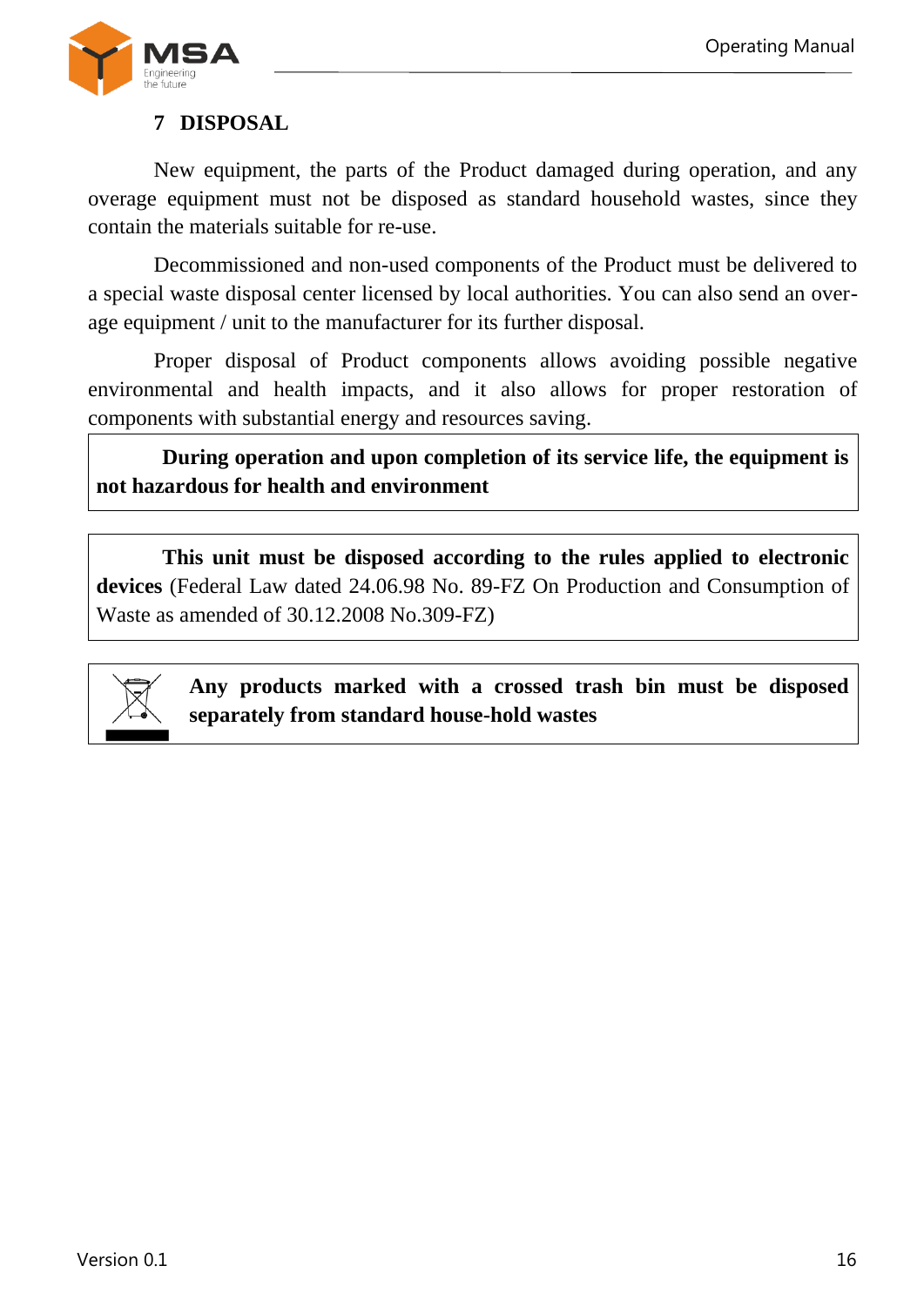## 7 DISPOSAL

New equipment, the parts of the Product damaged during operation, and any overage equipment must not be disposed as standard household wastes, since they contain the materials suitable for re-use.

Decommissioned and non-used components of the Product must be delivered to a special waste disposal center licensed by local authorities. You can also send an overage equipment / unit to the manufacturer for its further disposal.

Proper disposal of Product components allows avoiding possible negative environmental and health impacts, and it also allows for proper restoration of components with substantial energy and resources saving.

**During operation and upon completion of its service life, the equipment is not hazardous for health and environment**

**This unit must be disposed according to the rules applied to electronic devices** (Federal Law dated 24.06.98 No. 89-FZ On Production and Consumption of Waste as amended of 30.12.2008 No.309-FZ)

**Any products marked with a crossed trash bin must be disposed separately from standard house-hold wastes**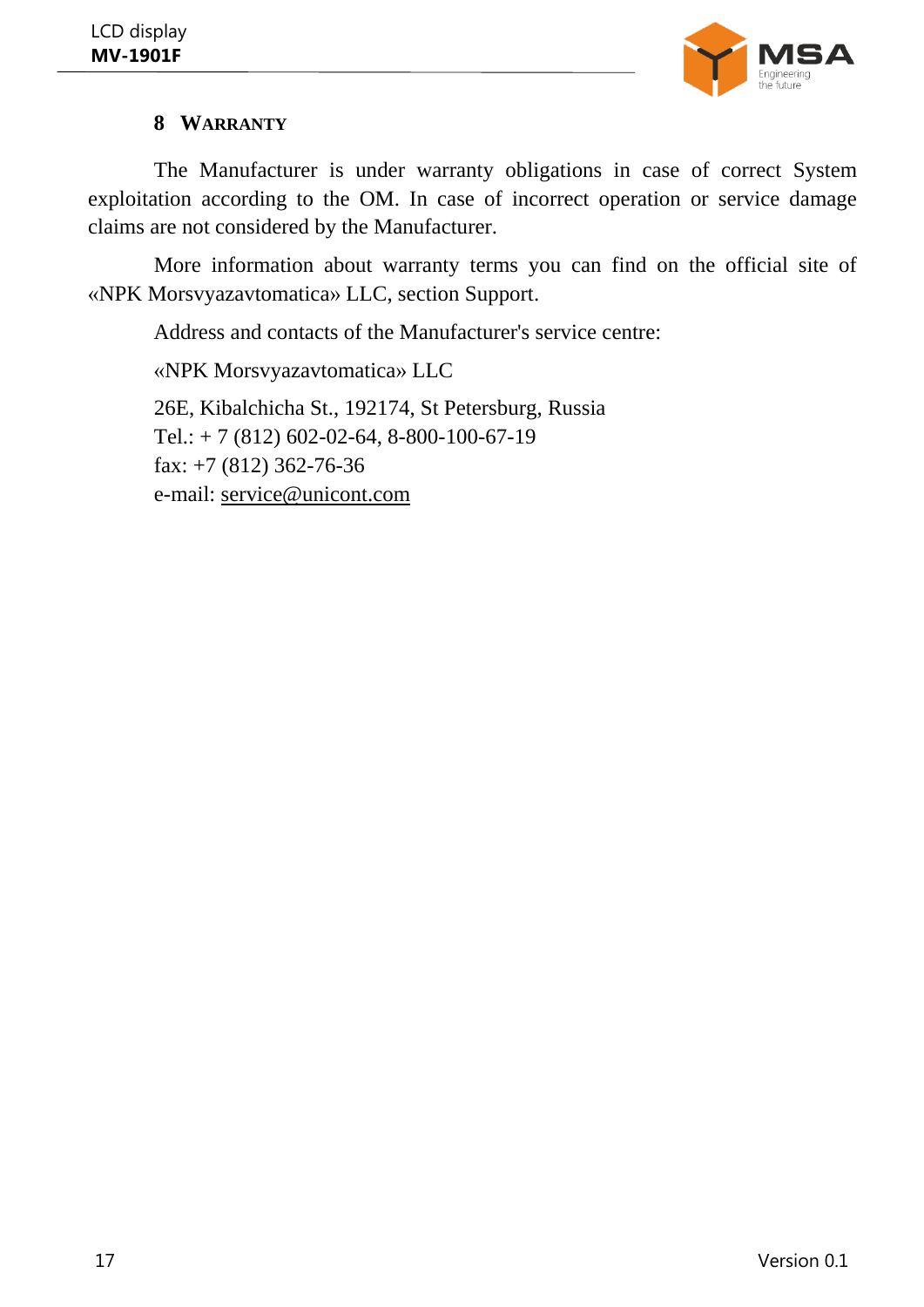## 8 Warranty

The Manufacturer is under warranty obligations in case of correct System exploitation according to the OM. In case of incorrect operation or service damage claims are not considered by the Manufacturer.

More information about warranty terms you can find on the official site of «NPK Morsvyazavtomatica» LLC, section Support.

Address and contacts of the Manufacturer's service centre:

«NPK Morsvyazavtomatica» LLC

26E, Kibalchicha St., 192174, St Petersburg, Russia
Tel.: + 7 (812) 602-02-64, 8-800-100-67-19
fax: +7 (812) 362-76-36
e-mail: service@unicont.com